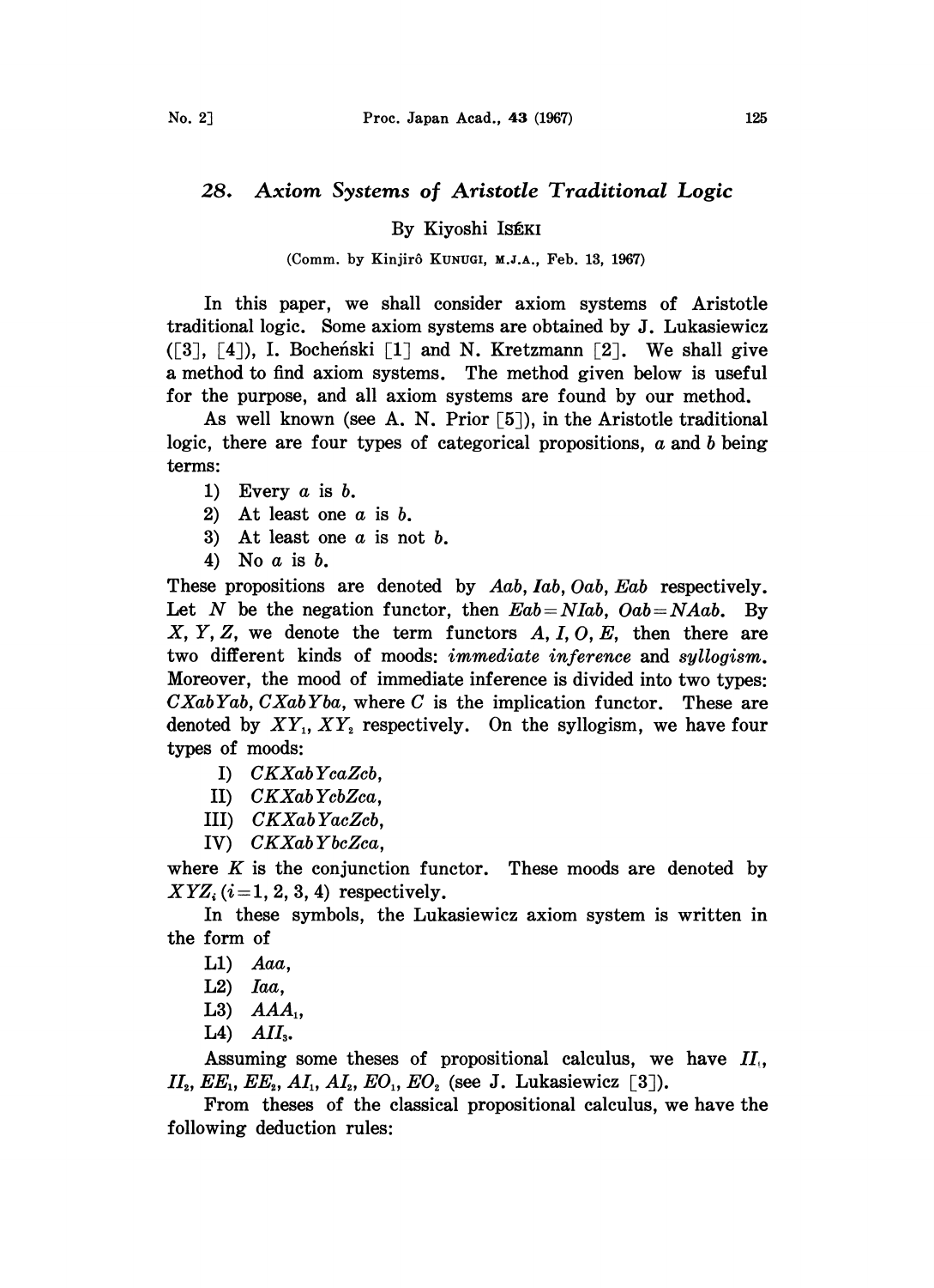# 28. *Axiom Systems of Aristotle Traditional Logic*

By Kiyoshi ISÉKI

(Comm. by Kinjirô KUNUGI, M.J.A., Feb. 13, 1967)

In this paper, we shall consider axiom systems of Aristotle traditional logic. Some axiom systems are obtained by J. Lukasiewicz ([3], [4]), I. Bocheński [1] and N. Kretzmann [2]. We shall give a method to find axiom systems. The method given below is useful for the purpose, and all axiom systems are found by our method.

As well known (see A. N. Prior [5]), in the Aristotle traditional logic, there are four types of categorical propositions, $a$ and $b$ being terms:

1) Every $a$ is $b$.
2) At least one $a$ is $b$.
3) At least one $a$ is not $b$.
4) No $a$ is $b$.

These propositions are denoted by $Aab, Iab, Oab, Eab$ respectively. Let $N$ be the negation functor, then $Eab = NIab$, $Oab = NAab$. By $X, Y, Z$, we denote the term functors $A, I, O, E$, then there are two different kinds of moods: *immediate inference* and *syllogism*. Moreover, the mood of immediate inference is divided into two types: $CXabYab$, $CXabYba$, where $C$ is the implication functor. These are denoted by $XY_1$, $XY_2$ respectively. On the syllogism, we have four types of moods:

I) $CKXabYcaZcb$,
II) $CKXabYcbZca$,
III) $CKXabYacZcb$,
IV) $CKXabYbcZca$,

where $K$ is the conjunction functor. These moods are denoted by $XYZ_i$ $(i = 1, 2, 3, 4)$ respectively.

In these symbols, the Lukasiewicz axiom system is written in the form of

L1) $Aaa$,
L2) $Iaa$,
L3) $AAA_1$,
L4) $AII_3$.

Assuming some theses of propositional calculus, we have $II_1$, $II_2$, $EE_1$, $EE_2$, $AI_1$, $AI_2$, $EO_1$, $EO_2$ (see J. Lukasiewicz [3]).

From theses of the classical propositional calculus, we have the following deduction rules: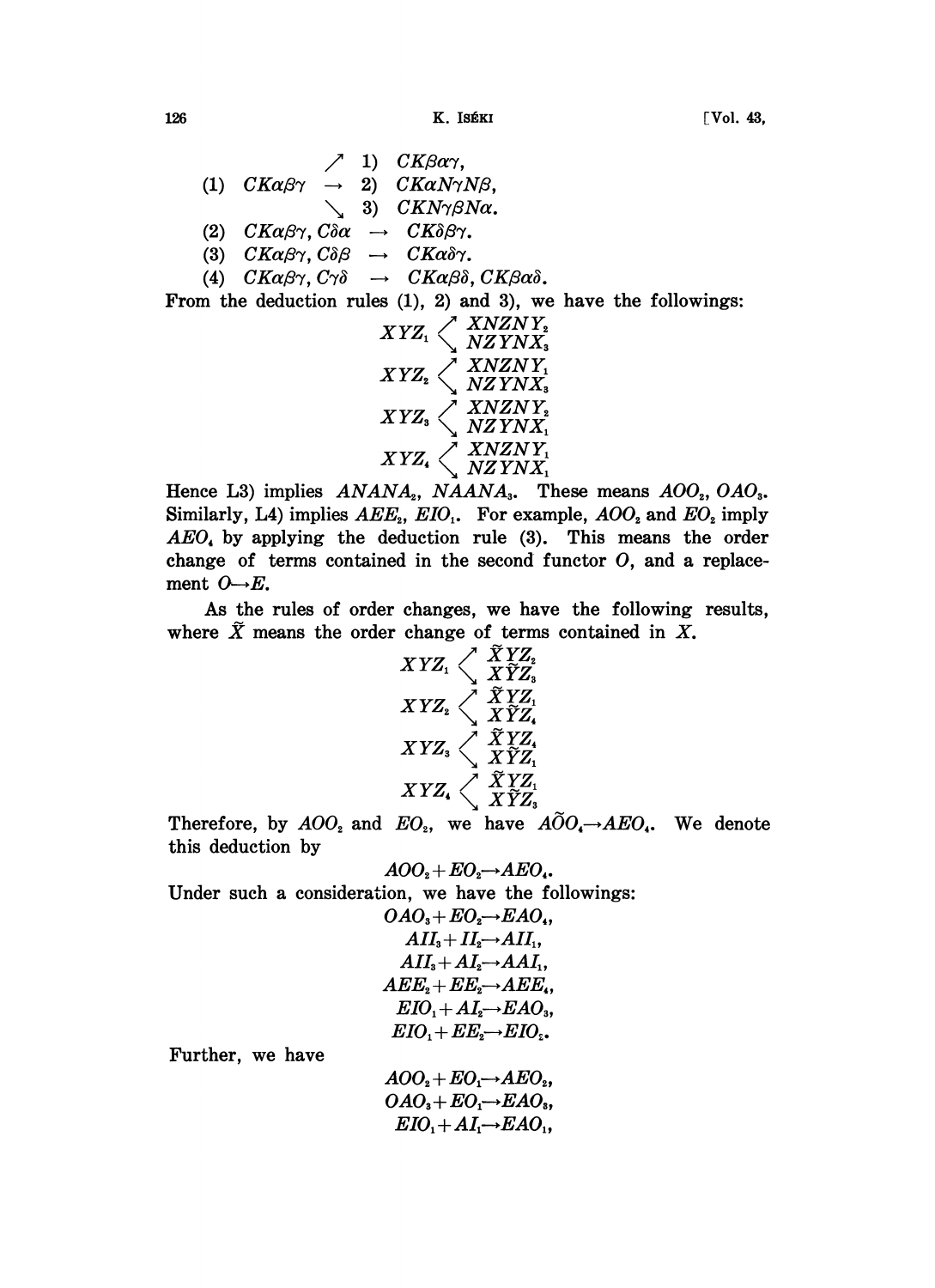$$
(1)\quad CK\alpha\beta\gamma \begin{array}{l} \nearrow\ 1)\ CK\beta\alpha\gamma, \\ \rightarrow\ 2)\ CK\alpha N\gamma N\beta, \\ \searrow\ 3)\ CKN\gamma\beta N\alpha. \end{array}
$$

(2) $CK\alpha\beta\gamma,\ C\delta\alpha \ \rightarrow\ CK\delta\beta\gamma.$

(3) $CK\alpha\beta\gamma,\ C\delta\beta \ \rightarrow\ CK\alpha\delta\gamma.$

(4) $CK\alpha\beta\gamma,\ C\gamma\delta \ \rightarrow\ CK\alpha\beta\delta,\ CK\beta\alpha\delta.$

From the deduction rules (1), 2) and 3), we have the followings:

$$
XYZ_1 \begin{array}{l} \nearrow XNZNY_2 \\ \searrow NZYNX_3 \end{array}
$$

$$
XYZ_2 \begin{array}{l} \nearrow XNZNY_1 \\ \searrow NZYNX_3 \end{array}
$$

$$
XYZ_3 \begin{array}{l} \nearrow XNZNY_2 \\ \searrow NZYNX_1 \end{array}
$$

$$
XYZ_4 \begin{array}{l} \nearrow XNZNY_1 \\ \searrow NZYNX_1 \end{array}
$$

Hence L3) implies $ANANA_2$, $NAANA_3$. These means $AOO_2$, $OAO_3$. Similarly, L4) implies $AEE_2$, $EIO_1$. For example, $AOO_2$ and $EO_2$ imply $AEO_4$ by applying the deduction rule (3). This means the order change of terms contained in the second functor $O$, and a replacement $O \rightarrow E$.

As the rules of order changes, we have the following results, where $\tilde{X}$ means the order change of terms contained in $X$.

$$
XYZ_1 \begin{array}{l} \nearrow \tilde{X}YZ_2 \\ \searrow X\tilde{Y}Z_3 \end{array}
$$

$$
XYZ_2 \begin{array}{l} \nearrow \tilde{X}YZ_1 \\ \searrow X\tilde{Y}Z_4 \end{array}
$$

$$
XYZ_3 \begin{array}{l} \nearrow \tilde{X}YZ_4 \\ \searrow X\tilde{Y}Z_1 \end{array}
$$

$$
XYZ_4 \begin{array}{l} \nearrow \tilde{X}YZ_1 \\ \searrow X\tilde{Y}Z_3 \end{array}
$$

Therefore, by $AOO_2$ and $EO_2$, we have $A\tilde{O}O_4 \rightarrow AEO_4$. We denote this deduction by

$$
AOO_2 + EO_2 \rightarrow AEO_4.
$$

Under such a consideration, we have the followings:

$$
\begin{gathered}
OAO_3 + EO_2 \rightarrow EAO_4, \\
AII_3 + II_2 \rightarrow AII_1, \\
AII_3 + AI_2 \rightarrow AAI_1, \\
AEE_2 + EE_2 \rightarrow AEE_4, \\
EIO_1 + AI_2 \rightarrow EAO_3, \\
EIO_1 + EE_2 \rightarrow EIO_2.
\end{gathered}
$$

Further, we have

$$
\begin{gathered}
AOO_2 + EO_1 \rightarrow AEO_2, \\
OAO_3 + EO_1 \rightarrow EAO_3, \\
EIO_1 + AI_1 \rightarrow EAO_1,
\end{gathered}
$$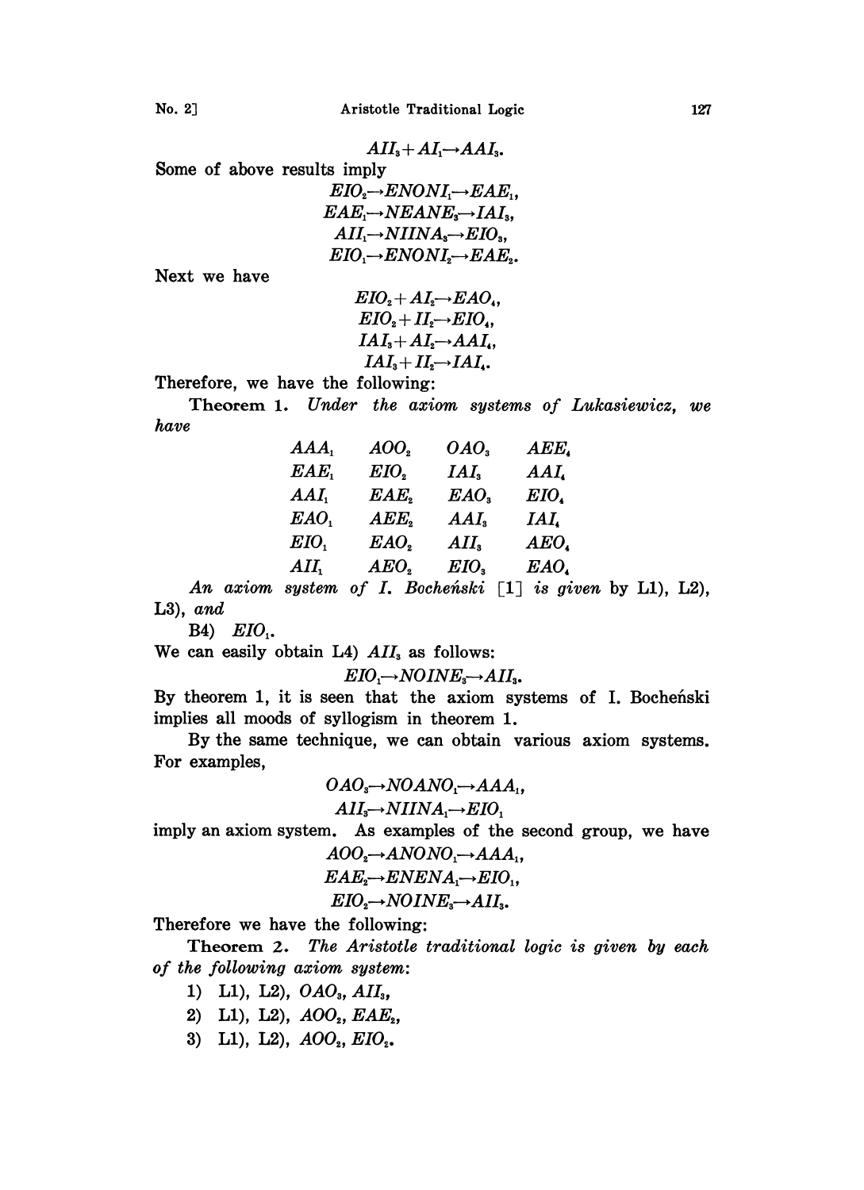$$AII_3 + AI_1 \rightarrow AAI_3.$$

Some of above results imply

$$EIO_2 \rightarrow ENONI_1 \rightarrow EAE_1,$$
$$EAE_1 \rightarrow NEANE_3 \rightarrow IAI_3,$$
$$AII_1 \rightarrow NIINA_3 \rightarrow EIO_3,$$
$$EIO_1 \rightarrow ENONI_2 \rightarrow EAE_2.$$

Next we have

$$EIO_2 + AI_2 \rightarrow EAO_4,$$
$$EIO_2 + II_2 \rightarrow EIO_4,$$
$$IAI_3 + AI_2 \rightarrow AAI_4,$$
$$IAI_3 + II_2 \rightarrow IAI_4.$$

Therefore, we have the following:

**Theorem 1.** *Under the axiom systems of Lukasiewicz, we have*

| | | | |
|---|---|---|---|
| $AAA_1$ | $AOO_2$ | $OAO_3$ | $AEE_4$ |
| $EAE_1$ | $EIO_2$ | $IAI_3$ | $AAI_4$ |
| $AAI_1$ | $EAE_2$ | $EAO_3$ | $EIO_4$ |
| $EAO_1$ | $AEE_2$ | $AAI_3$ | $IAI_4$ |
| $EIO_1$ | $EAO_2$ | $AII_3$ | $AEO_4$ |
| $AII_1$ | $AEO_2$ | $EIO_3$ | $EAO_4$ |

*An axiom system of I. Bocheński* [1] *is given* by L1), L2), L3), *and*

B4) $EIO_1$.

We can easily obtain L4) $AII_3$ as follows:

$$EIO_1 \rightarrow NOINE_3 \rightarrow AII_3.$$

By theorem 1, it is seen that the axiom systems of I. Bocheński implies all moods of syllogism in theorem 1.

By the same technique, we can obtain various axiom systems. For examples,

$$OAO_3 \rightarrow NOANO_1 \rightarrow AAA_1,$$
$$AII_3 \rightarrow NIINA_1 \rightarrow EIO_1$$

imply an axiom system. As examples of the second group, we have

$$AOO_2 \rightarrow ANONO_1 \rightarrow AAA_1,$$
$$EAE_2 \rightarrow ENENA_1 \rightarrow EIO_1,$$
$$EIO_2 \rightarrow NOINE_3 \rightarrow AII_3.$$

Therefore we have the following:

**Theorem 2.** *The Aristotle traditional logic is given by each of the following axiom system*:

1) L1), L2), $OAO_3$, $AII_3$,
2) L1), L2), $AOO_2$, $EAE_2$,
3) L1), L2), $AOO_2$, $EIO_2$.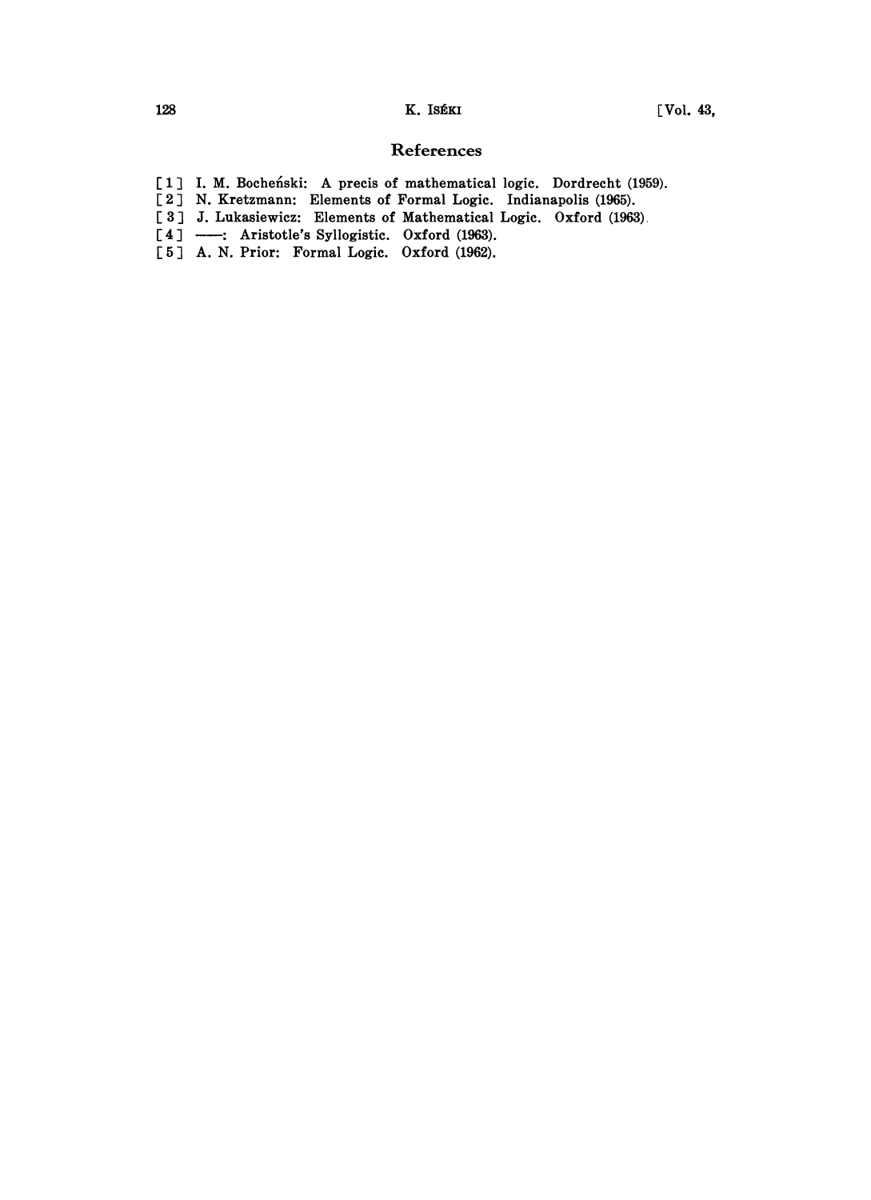## References

[1] I. M. Bocheński: A precis of mathematical logic. Dordrecht (1959).

[2] N. Kretzmann: Elements of Formal Logic. Indianapolis (1965).

[3] J. Lukasiewicz: Elements of Mathematical Logic. Oxford (1963).

[4] ——: Aristotle's Syllogistic. Oxford (1963).

[5] A. N. Prior: Formal Logic. Oxford (1962).